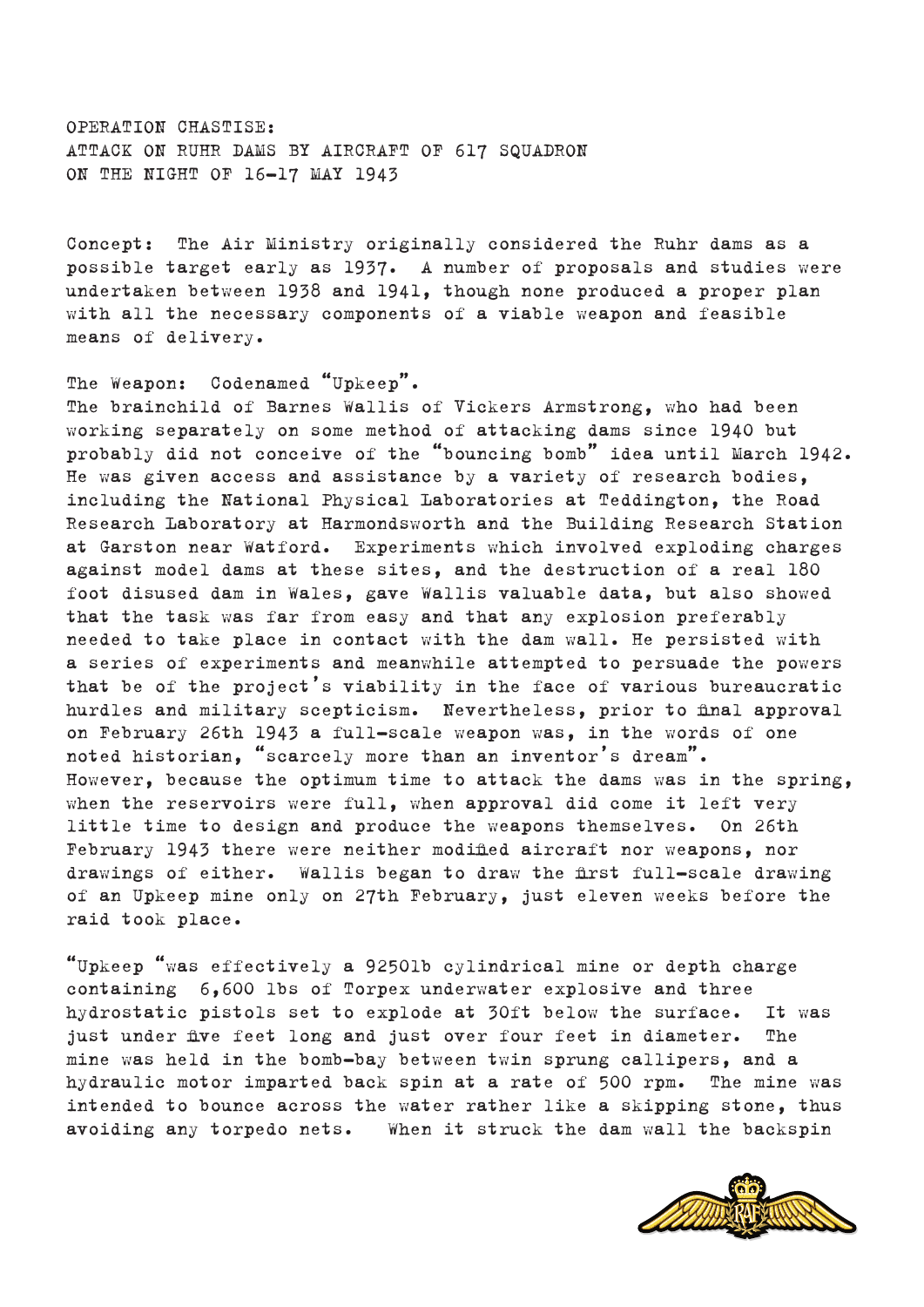# OPERATION CHASTISE:
# ATTACK ON RUHR DAMS BY AIRCRAFT OF 617 SQUADRON ON THE NIGHT OF 16-17 MAY 1943

Concept: The Air Ministry originally considered the Ruhr dams as a possible target early as 1937. A number of proposals and studies were undertaken between 1938 and 1941, though none produced a proper plan with all the necessary components of a viable weapon and feasible means of delivery.

The Weapon: Codenamed "Upkeep".
The brainchild of Barnes Wallis of Vickers Armstrong, who had been working separately on some method of attacking dams since 1940 but probably did not conceive of the "bouncing bomb" idea until March 1942. He was given access and assistance by a variety of research bodies, including the National Physical Laboratories at Teddington, the Road Research Laboratory at Harmondsworth and the Building Research Station at Garston near Watford. Experiments which involved exploding charges against model dams at these sites, and the destruction of a real 180 foot disused dam in Wales, gave Wallis valuable data, but also showed that the task was far from easy and that any explosion preferably needed to take place in contact with the dam wall. He persisted with a series of experiments and meanwhile attempted to persuade the powers that be of the project's viability in the face of various bureaucratic hurdles and military scepticism. Nevertheless, prior to final approval on February 26th 1943 a full-scale weapon was, in the words of one noted historian, "scarcely more than an inventor's dream".
However, because the optimum time to attack the dams was in the spring, when the reservoirs were full, when approval did come it left very little time to design and produce the weapons themselves. On 26th February 1943 there were neither modified aircraft nor weapons, nor drawings of either. Wallis began to draw the first full-scale drawing of an Upkeep mine only on 27th February, just eleven weeks before the raid took place.

"Upkeep "was effectively a 9250lb cylindrical mine or depth charge containing 6,600 lbs of Torpex underwater explosive and three hydrostatic pistols set to explode at 30ft below the surface. It was just under five feet long and just over four feet in diameter. The mine was held in the bomb-bay between twin sprung callipers, and a hydraulic motor imparted back spin at a rate of 500 rpm. The mine was intended to bounce across the water rather like a skipping stone, thus avoiding any torpedo nets. When it struck the dam wall the backspin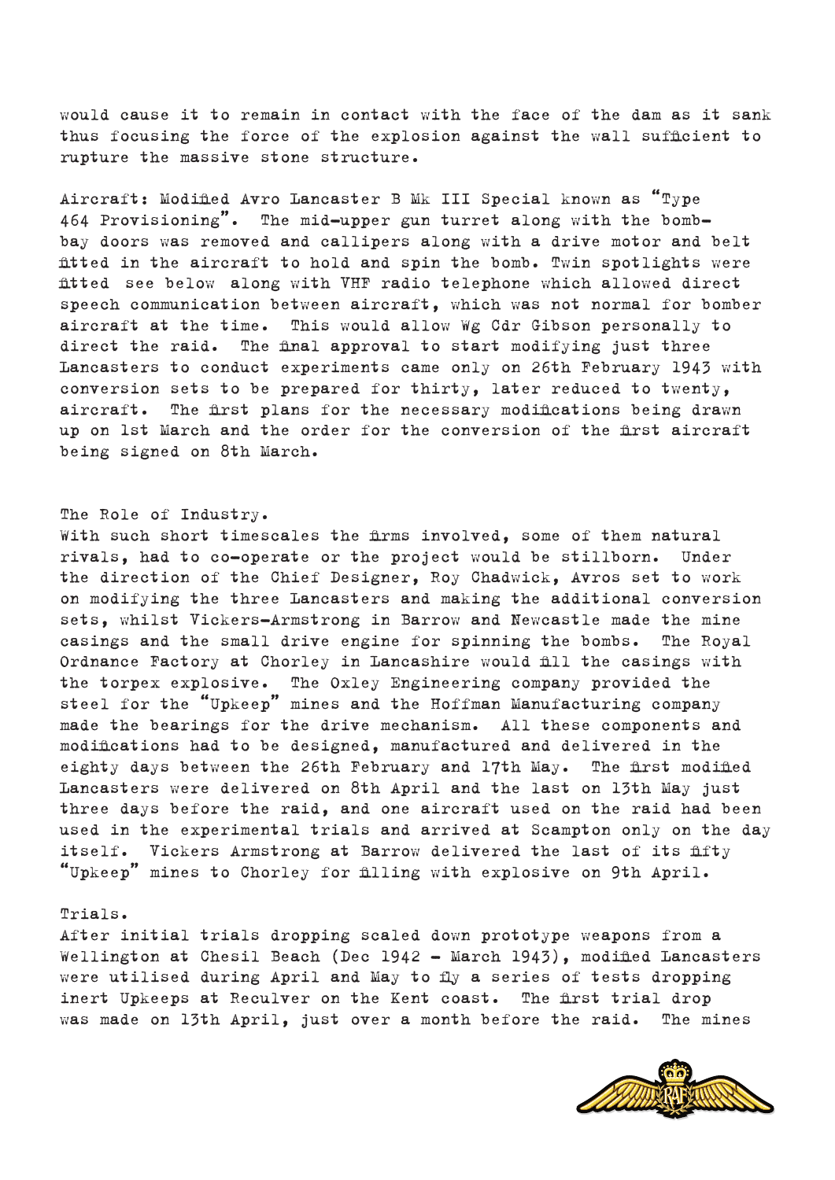would cause it to remain in contact with the face of the dam as it sank thus focusing the force of the explosion against the wall sufficient to rupture the massive stone structure.

Aircraft: Modified Avro Lancaster B Mk III Special known as "Type 464 Provisioning". The mid-upper gun turret along with the bomb-bay doors was removed and callipers along with a drive motor and belt fitted in the aircraft to hold and spin the bomb. Twin spotlights were fitted see below along with VHF radio telephone which allowed direct speech communication between aircraft, which was not normal for bomber aircraft at the time. This would allow Wg Cdr Gibson personally to direct the raid. The final approval to start modifying just three Lancasters to conduct experiments came only on 26th February 1943 with conversion sets to be prepared for thirty, later reduced to twenty, aircraft. The first plans for the necessary modifications being drawn up on 1st March and the order for the conversion of the first aircraft being signed on 8th March.

The Role of Industry.

With such short timescales the firms involved, some of them natural rivals, had to co-operate or the project would be stillborn. Under the direction of the Chief Designer, Roy Chadwick, Avros set to work on modifying the three Lancasters and making the additional conversion sets, whilst Vickers-Armstrong in Barrow and Newcastle made the mine casings and the small drive engine for spinning the bombs. The Royal Ordnance Factory at Chorley in Lancashire would fill the casings with the torpex explosive. The Oxley Engineering company provided the steel for the "Upkeep" mines and the Hoffman Manufacturing company made the bearings for the drive mechanism. All these components and modifications had to be designed, manufactured and delivered in the eighty days between the 26th February and 17th May. The first modified Lancasters were delivered on 8th April and the last on 13th May just three days before the raid, and one aircraft used on the raid had been used in the experimental trials and arrived at Scampton only on the day itself. Vickers Armstrong at Barrow delivered the last of its fifty "Upkeep" mines to Chorley for filling with explosive on 9th April.

Trials.

After initial trials dropping scaled down prototype weapons from a Wellington at Chesil Beach (Dec 1942 - March 1943), modified Lancasters were utilised during April and May to fly a series of tests dropping inert Upkeeps at Reculver on the Kent coast. The first trial drop was made on 13th April, just over a month before the raid. The mines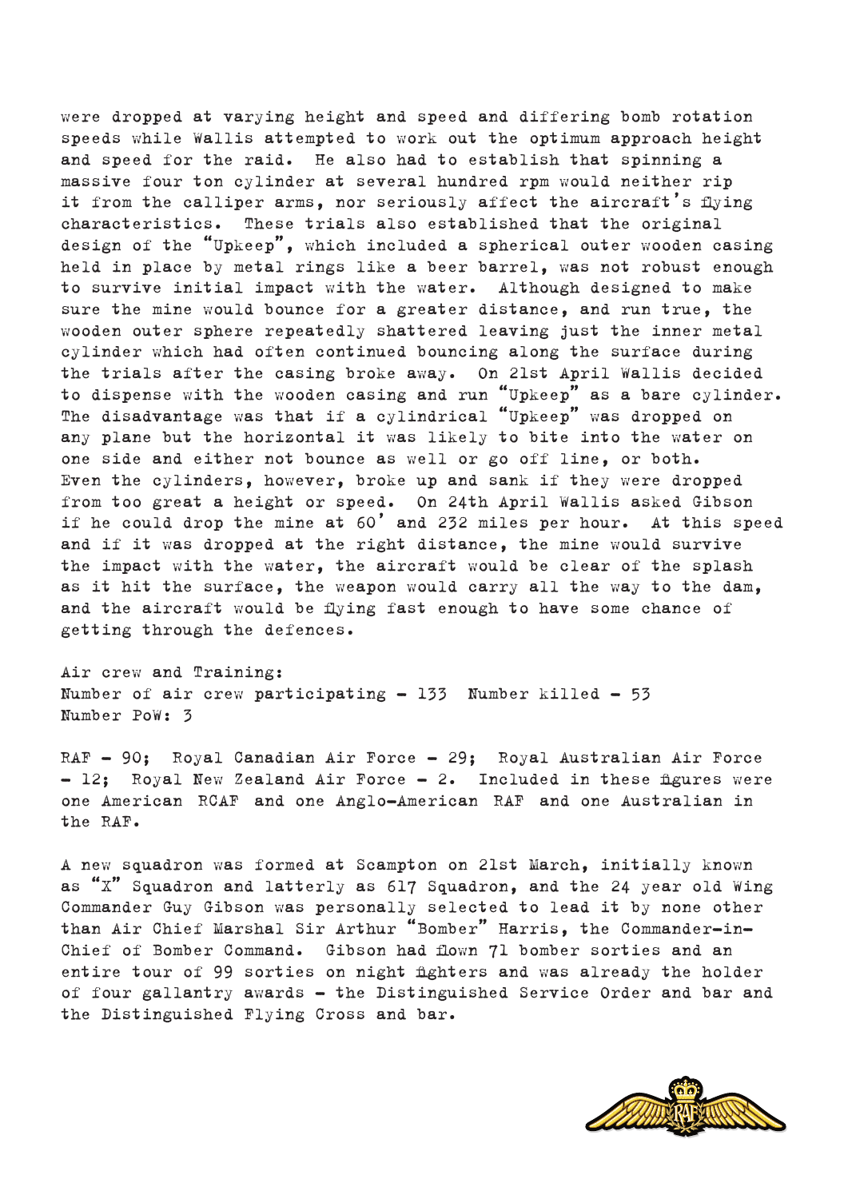were dropped at varying height and speed and differing bomb rotation speeds while Wallis attempted to work out the optimum approach height and speed for the raid. He also had to establish that spinning a massive four ton cylinder at several hundred rpm would neither rip it from the calliper arms, nor seriously affect the aircraft's flying characteristics. These trials also established that the original design of the "Upkeep", which included a spherical outer wooden casing held in place by metal rings like a beer barrel, was not robust enough to survive initial impact with the water. Although designed to make sure the mine would bounce for a greater distance, and run true, the wooden outer sphere repeatedly shattered leaving just the inner metal cylinder which had often continued bouncing along the surface during the trials after the casing broke away. On 21st April Wallis decided to dispense with the wooden casing and run "Upkeep" as a bare cylinder. The disadvantage was that if a cylindrical "Upkeep" was dropped on any plane but the horizontal it was likely to bite into the water on one side and either not bounce as well or go off line, or both. Even the cylinders, however, broke up and sank if they were dropped from too great a height or speed. On 24th April Wallis asked Gibson if he could drop the mine at 60' and 232 miles per hour. At this speed and if it was dropped at the right distance, the mine would survive the impact with the water, the aircraft would be clear of the splash as it hit the surface, the weapon would carry all the way to the dam, and the aircraft would be flying fast enough to have some chance of getting through the defences.

Air crew and Training:
Number of air crew participating - 133 Number killed - 53
Number PoW: 3

RAF - 90; Royal Canadian Air Force - 29; Royal Australian Air Force - 12; Royal New Zealand Air Force - 2. Included in these figures were one American RCAF and one Anglo-American RAF and one Australian in the RAF.

A new squadron was formed at Scampton on 21st March, initially known as "X" Squadron and latterly as 617 Squadron, and the 24 year old Wing Commander Guy Gibson was personally selected to lead it by none other than Air Chief Marshal Sir Arthur "Bomber" Harris, the Commander-in-Chief of Bomber Command. Gibson had flown 71 bomber sorties and an entire tour of 99 sorties on night fighters and was already the holder of four gallantry awards - the Distinguished Service Order and bar and the Distinguished Flying Cross and bar.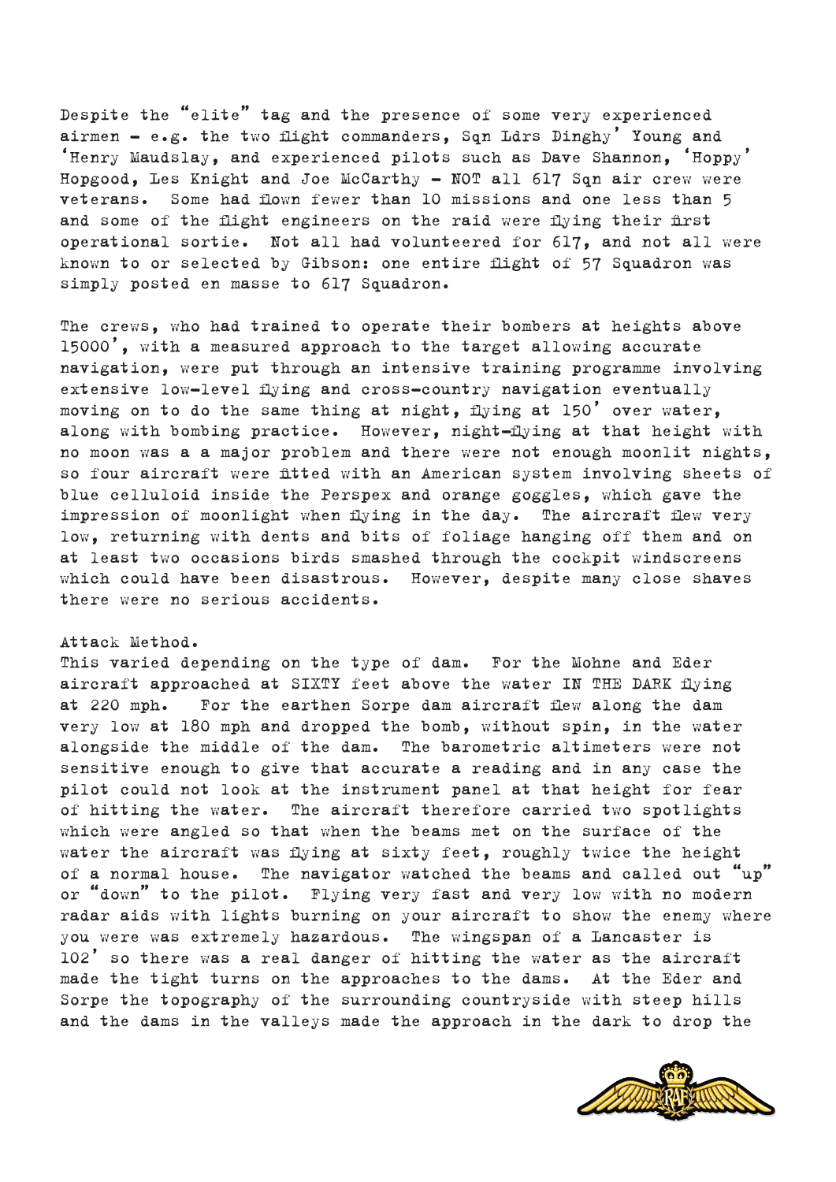Despite the "elite" tag and the presence of some very experienced airmen – e.g. the two flight commanders, Sqn Ldrs Dinghy' Young and 'Henry Maudslay, and experienced pilots such as Dave Shannon, 'Hoppy' Hopgood, Les Knight and Joe McCarthy – NOT all 617 Sqn air crew were veterans. Some had flown fewer than 10 missions and one less than 5 and some of the flight engineers on the raid were flying their first operational sortie. Not all had volunteered for 617, and not all were known to or selected by Gibson: one entire flight of 57 Squadron was simply posted en masse to 617 Squadron.

The crews, who had trained to operate their bombers at heights above 15000', with a measured approach to the target allowing accurate navigation, were put through an intensive training programme involving extensive low-level flying and cross-country navigation eventually moving on to do the same thing at night, flying at 150' over water, along with bombing practice. However, night-flying at that height with no moon was a a major problem and there were not enough moonlit nights, so four aircraft were fitted with an American system involving sheets of blue celluloid inside the Perspex and orange goggles, which gave the impression of moonlight when flying in the day. The aircraft flew very low, returning with dents and bits of foliage hanging off them and on at least two occasions birds smashed through the cockpit windscreens which could have been disastrous. However, despite many close shaves there were no serious accidents.

Attack Method.
This varied depending on the type of dam. For the Mohne and Eder aircraft approached at SIXTY feet above the water IN THE DARK flying at 220 mph. For the earthen Sorpe dam aircraft flew along the dam very low at 180 mph and dropped the bomb, without spin, in the water alongside the middle of the dam. The barometric altimeters were not sensitive enough to give that accurate a reading and in any case the pilot could not look at the instrument panel at that height for fear of hitting the water. The aircraft therefore carried two spotlights which were angled so that when the beams met on the surface of the water the aircraft was flying at sixty feet, roughly twice the height of a normal house. The navigator watched the beams and called out "up" or "down" to the pilot. Flying very fast and very low with no modern radar aids with lights burning on your aircraft to show the enemy where you were was extremely hazardous. The wingspan of a Lancaster is 102' so there was a real danger of hitting the water as the aircraft made the tight turns on the approaches to the dams. At the Eder and Sorpe the topography of the surrounding countryside with steep hills and the dams in the valleys made the approach in the dark to drop the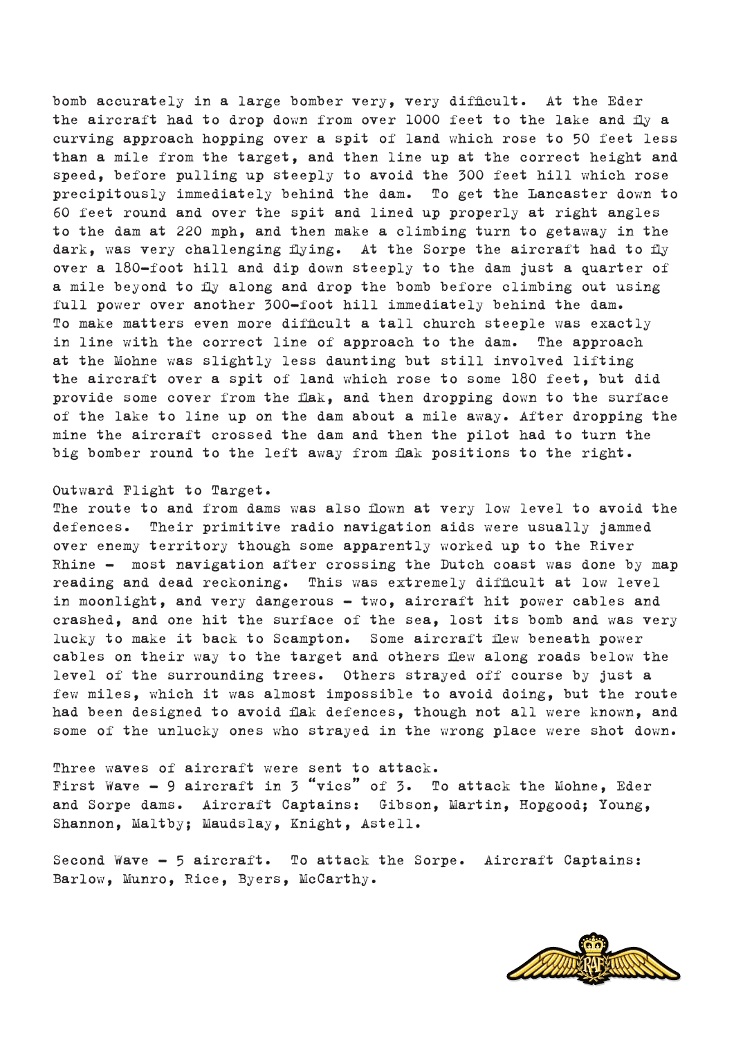bomb accurately in a large bomber very, very difficult. At the Eder the aircraft had to drop down from over 1000 feet to the lake and fly a curving approach hopping over a spit of land which rose to 50 feet less than a mile from the target, and then line up at the correct height and speed, before pulling up steeply to avoid the 300 feet hill which rose precipitously immediately behind the dam. To get the Lancaster down to 60 feet round and over the spit and lined up properly at right angles to the dam at 220 mph, and then make a climbing turn to getaway in the dark, was very challenging flying. At the Sorpe the aircraft had to fly over a 180-foot hill and dip down steeply to the dam just a quarter of a mile beyond to fly along and drop the bomb before climbing out using full power over another 300-foot hill immediately behind the dam. To make matters even more difficult a tall church steeple was exactly in line with the correct line of approach to the dam. The approach at the Mohne was slightly less daunting but still involved lifting the aircraft over a spit of land which rose to some 180 feet, but did provide some cover from the flak, and then dropping down to the surface of the lake to line up on the dam about a mile away. After dropping the mine the aircraft crossed the dam and then the pilot had to turn the big bomber round to the left away from flak positions to the right.

Outward Flight to Target.

The route to and from dams was also flown at very low level to avoid the defences. Their primitive radio navigation aids were usually jammed over enemy territory though some apparently worked up to the River Rhine - most navigation after crossing the Dutch coast was done by map reading and dead reckoning. This was extremely difficult at low level in moonlight, and very dangerous - two, aircraft hit power cables and crashed, and one hit the surface of the sea, lost its bomb and was very lucky to make it back to Scampton. Some aircraft flew beneath power cables on their way to the target and others flew along roads below the level of the surrounding trees. Others strayed off course by just a few miles, which it was almost impossible to avoid doing, but the route had been designed to avoid flak defences, though not all were known, and some of the unlucky ones who strayed in the wrong place were shot down.

Three waves of aircraft were sent to attack.
First Wave - 9 aircraft in 3 "vics" of 3. To attack the Mohne, Eder and Sorpe dams. Aircraft Captains: Gibson, Martin, Hopgood; Young, Shannon, Maltby; Maudslay, Knight, Astell.

Second Wave - 5 aircraft. To attack the Sorpe. Aircraft Captains: Barlow, Munro, Rice, Byers, McCarthy.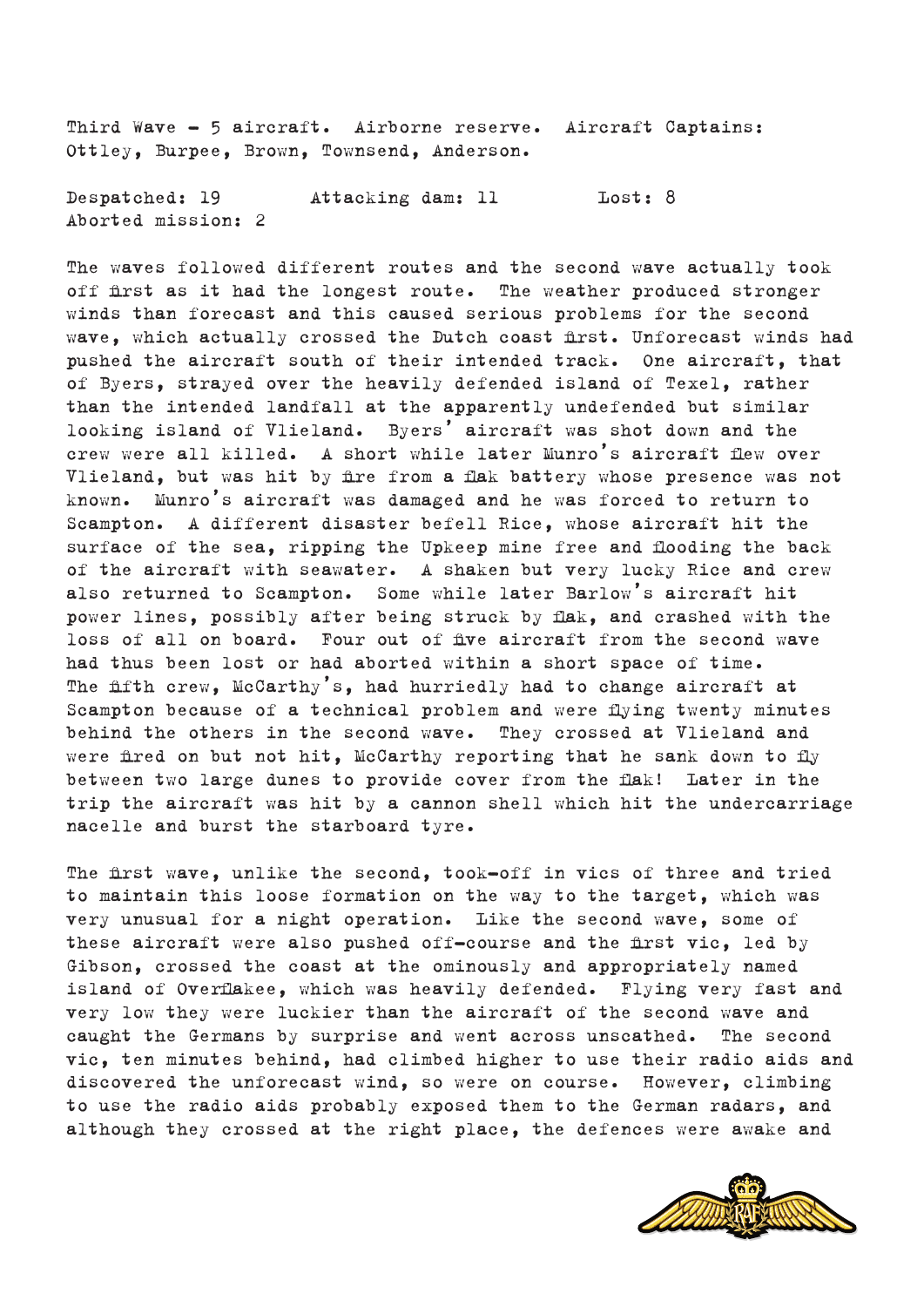Third Wave - 5 aircraft. Airborne reserve. Aircraft Captains: Ottley, Burpee, Brown, Townsend, Anderson.

Despatched: 19 Attacking dam: 11 Lost: 8
Aborted mission: 2

The waves followed different routes and the second wave actually took off first as it had the longest route. The weather produced stronger winds than forecast and this caused serious problems for the second wave, which actually crossed the Dutch coast first. Unforecast winds had pushed the aircraft south of their intended track. One aircraft, that of Byers, strayed over the heavily defended island of Texel, rather than the intended landfall at the apparently undefended but similar looking island of Vlieland. Byers' aircraft was shot down and the crew were all killed. A short while later Munro's aircraft flew over Vlieland, but was hit by fire from a flak battery whose presence was not known. Munro's aircraft was damaged and he was forced to return to Scampton. A different disaster befell Rice, whose aircraft hit the surface of the sea, ripping the Upkeep mine free and flooding the back of the aircraft with seawater. A shaken but very lucky Rice and crew also returned to Scampton. Some while later Barlow's aircraft hit power lines, possibly after being struck by flak, and crashed with the loss of all on board. Four out of five aircraft from the second wave had thus been lost or had aborted within a short space of time. The fifth crew, McCarthy's, had hurriedly had to change aircraft at Scampton because of a technical problem and were flying twenty minutes behind the others in the second wave. They crossed at Vlieland and were fired on but not hit, McCarthy reporting that he sank down to fly between two large dunes to provide cover from the flak! Later in the trip the aircraft was hit by a cannon shell which hit the undercarriage nacelle and burst the starboard tyre.

The first wave, unlike the second, took-off in vics of three and tried to maintain this loose formation on the way to the target, which was very unusual for a night operation. Like the second wave, some of these aircraft were also pushed off-course and the first vic, led by Gibson, crossed the coast at the ominously and appropriately named island of Overflakee, which was heavily defended. Flying very fast and very low they were luckier than the aircraft of the second wave and caught the Germans by surprise and went across unscathed. The second vic, ten minutes behind, had climbed higher to use their radio aids and discovered the unforecast wind, so were on course. However, climbing to use the radio aids probably exposed them to the German radars, and although they crossed at the right place, the defences were awake and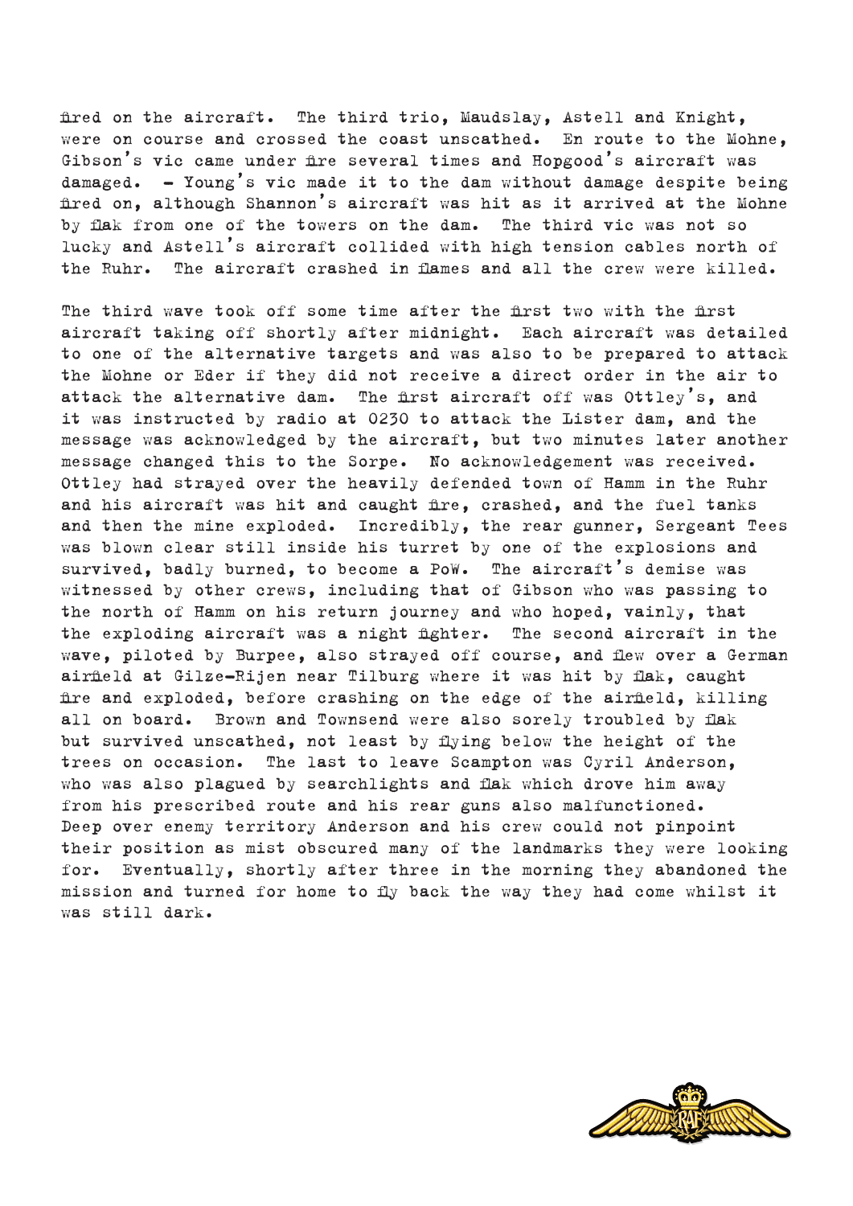fired on the aircraft. The third trio, Maudslay, Astell and Knight, were on course and crossed the coast unscathed. En route to the Mohne, Gibson's vic came under fire several times and Hopgood's aircraft was damaged. - Young's vic made it to the dam without damage despite being fired on, although Shannon's aircraft was hit as it arrived at the Mohne by flak from one of the towers on the dam. The third vic was not so lucky and Astell's aircraft collided with high tension cables north of the Ruhr. The aircraft crashed in flames and all the crew were killed.

The third wave took off some time after the first two with the first aircraft taking off shortly after midnight. Each aircraft was detailed to one of the alternative targets and was also to be prepared to attack the Mohne or Eder if they did not receive a direct order in the air to attack the alternative dam. The first aircraft off was Ottley's, and it was instructed by radio at 0230 to attack the Lister dam, and the message was acknowledged by the aircraft, but two minutes later another message changed this to the Sorpe. No acknowledgement was received. Ottley had strayed over the heavily defended town of Hamm in the Ruhr and his aircraft was hit and caught fire, crashed, and the fuel tanks and then the mine exploded. Incredibly, the rear gunner, Sergeant Tees was blown clear still inside his turret by one of the explosions and survived, badly burned, to become a PoW. The aircraft's demise was witnessed by other crews, including that of Gibson who was passing to the north of Hamm on his return journey and who hoped, vainly, that the exploding aircraft was a night fighter. The second aircraft in the wave, piloted by Burpee, also strayed off course, and flew over a German airfield at Gilze-Rijen near Tilburg where it was hit by flak, caught fire and exploded, before crashing on the edge of the airfield, killing all on board. Brown and Townsend were also sorely troubled by flak but survived unscathed, not least by flying below the height of the trees on occasion. The last to leave Scampton was Cyril Anderson, who was also plagued by searchlights and flak which drove him away from his prescribed route and his rear guns also malfunctioned. Deep over enemy territory Anderson and his crew could not pinpoint their position as mist obscured many of the landmarks they were looking for. Eventually, shortly after three in the morning they abandoned the mission and turned for home to fly back the way they had come whilst it was still dark.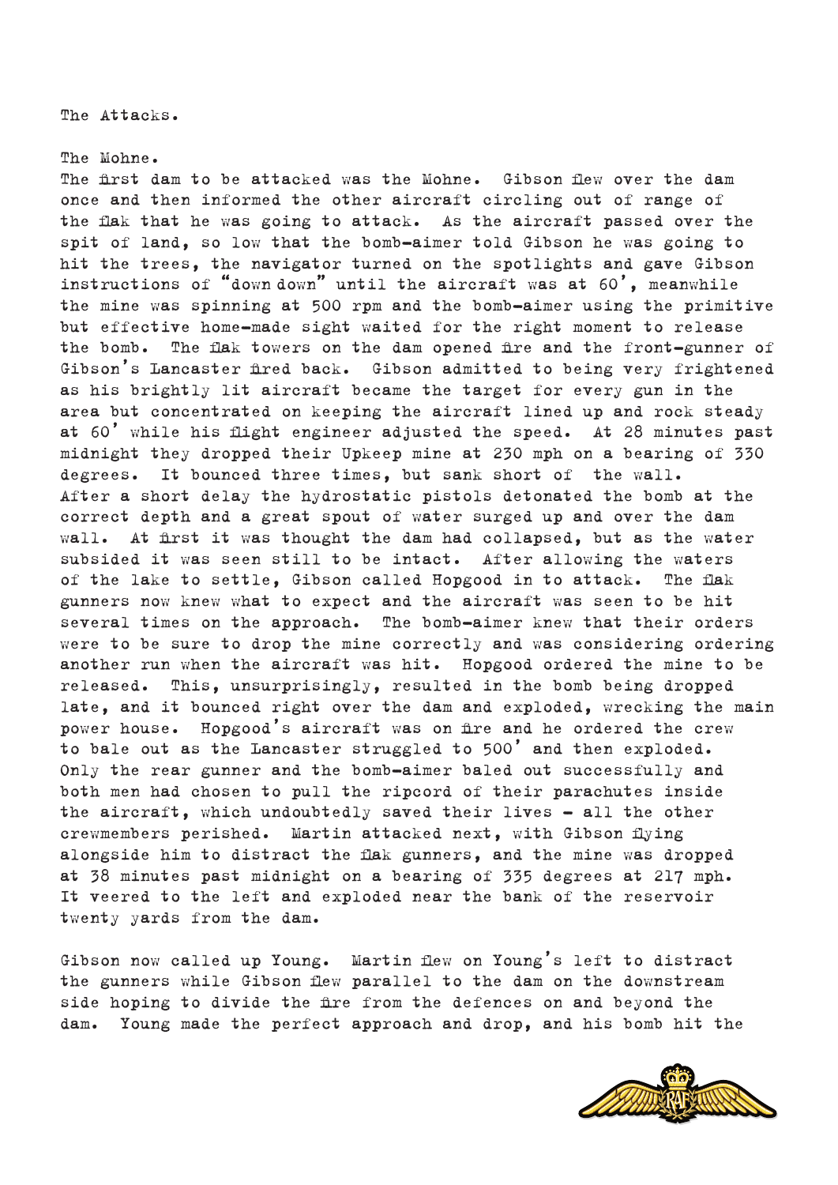## The Attacks.

### The Mohne.

The first dam to be attacked was the Mohne. Gibson flew over the dam once and then informed the other aircraft circling out of range of the flak that he was going to attack. As the aircraft passed over the spit of land, so low that the bomb-aimer told Gibson he was going to hit the trees, the navigator turned on the spotlights and gave Gibson instructions of "down down" until the aircraft was at 60', meanwhile the mine was spinning at 500 rpm and the bomb-aimer using the primitive but effective home-made sight waited for the right moment to release the bomb. The flak towers on the dam opened fire and the front-gunner of Gibson's Lancaster fired back. Gibson admitted to being very frightened as his brightly lit aircraft became the target for every gun in the area but concentrated on keeping the aircraft lined up and rock steady at 60' while his flight engineer adjusted the speed. At 28 minutes past midnight they dropped their Upkeep mine at 230 mph on a bearing of 330 degrees. It bounced three times, but sank short of the wall. After a short delay the hydrostatic pistols detonated the bomb at the correct depth and a great spout of water surged up and over the dam wall. At first it was thought the dam had collapsed, but as the water subsided it was seen still to be intact. After allowing the waters of the lake to settle, Gibson called Hopgood in to attack. The flak gunners now knew what to expect and the aircraft was seen to be hit several times on the approach. The bomb-aimer knew that their orders were to be sure to drop the mine correctly and was considering ordering another run when the aircraft was hit. Hopgood ordered the mine to be released. This, unsurprisingly, resulted in the bomb being dropped late, and it bounced right over the dam and exploded, wrecking the main power house. Hopgood's aircraft was on fire and he ordered the crew to bale out as the Lancaster struggled to 500' and then exploded. Only the rear gunner and the bomb-aimer baled out successfully and both men had chosen to pull the ripcord of their parachutes inside the aircraft, which undoubtedly saved their lives - all the other crewmembers perished. Martin attacked next, with Gibson flying alongside him to distract the flak gunners, and the mine was dropped at 38 minutes past midnight on a bearing of 335 degrees at 217 mph. It veered to the left and exploded near the bank of the reservoir twenty yards from the dam.

Gibson now called up Young. Martin flew on Young's left to distract the gunners while Gibson flew parallel to the dam on the downstream side hoping to divide the fire from the defences on and beyond the dam. Young made the perfect approach and drop, and his bomb hit the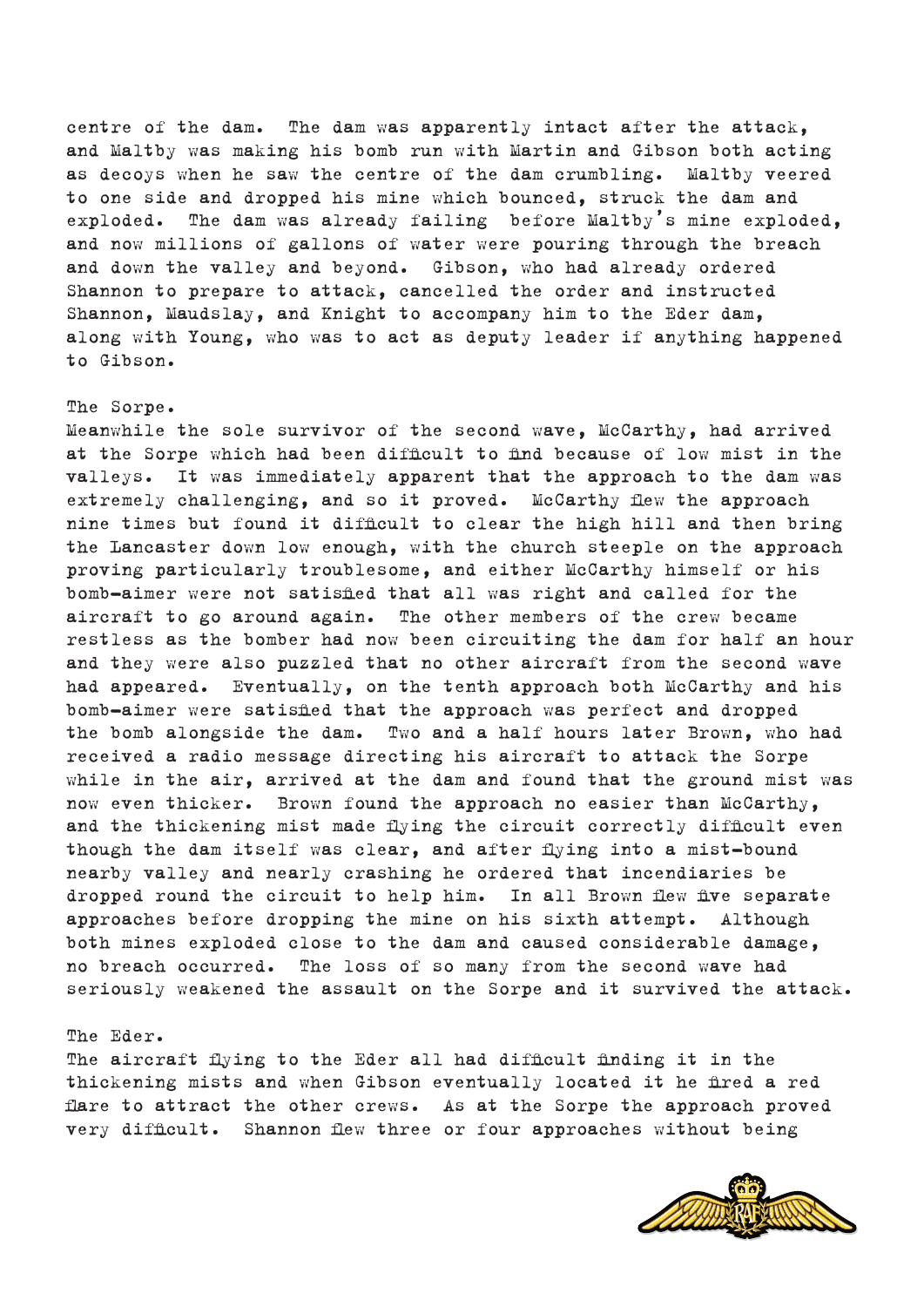centre of the dam. The dam was apparently intact after the attack, and Maltby was making his bomb run with Martin and Gibson both acting as decoys when he saw the centre of the dam crumbling. Maltby veered to one side and dropped his mine which bounced, struck the dam and exploded. The dam was already failing before Maltby's mine exploded, and now millions of gallons of water were pouring through the breach and down the valley and beyond. Gibson, who had already ordered Shannon to prepare to attack, cancelled the order and instructed Shannon, Maudslay, and Knight to accompany him to the Eder dam, along with Young, who was to act as deputy leader if anything happened to Gibson.

The Sorpe.

Meanwhile the sole survivor of the second wave, McCarthy, had arrived at the Sorpe which had been difficult to find because of low mist in the valleys. It was immediately apparent that the approach to the dam was extremely challenging, and so it proved. McCarthy flew the approach nine times but found it difficult to clear the high hill and then bring the Lancaster down low enough, with the church steeple on the approach proving particularly troublesome, and either McCarthy himself or his bomb-aimer were not satisfied that all was right and called for the aircraft to go around again. The other members of the crew became restless as the bomber had now been circuiting the dam for half an hour and they were also puzzled that no other aircraft from the second wave had appeared. Eventually, on the tenth approach both McCarthy and his bomb-aimer were satisfied that the approach was perfect and dropped the bomb alongside the dam. Two and a half hours later Brown, who had received a radio message directing his aircraft to attack the Sorpe while in the air, arrived at the dam and found that the ground mist was now even thicker. Brown found the approach no easier than McCarthy, and the thickening mist made flying the circuit correctly difficult even though the dam itself was clear, and after flying into a mist-bound nearby valley and nearly crashing he ordered that incendiaries be dropped round the circuit to help him. In all Brown flew five separate approaches before dropping the mine on his sixth attempt. Although both mines exploded close to the dam and caused considerable damage, no breach occurred. The loss of so many from the second wave had seriously weakened the assault on the Sorpe and it survived the attack.

The Eder.

The aircraft flying to the Eder all had difficult finding it in the thickening mists and when Gibson eventually located it he fired a red flare to attract the other crews. As at the Sorpe the approach proved very difficult. Shannon flew three or four approaches without being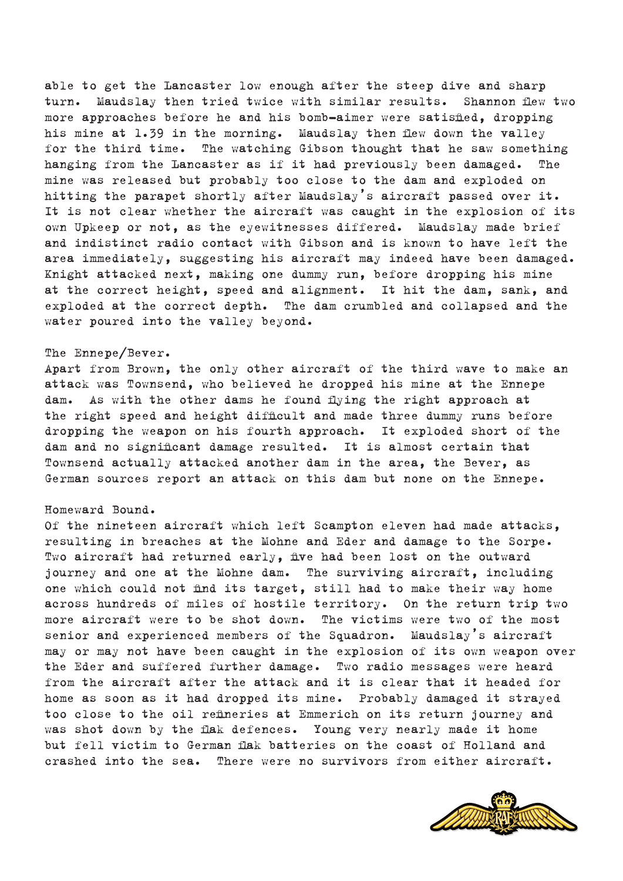able to get the Lancaster low enough after the steep dive and sharp turn. Maudslay then tried twice with similar results. Shannon flew two more approaches before he and his bomb-aimer were satisfied, dropping his mine at 1.39 in the morning. Maudslay then flew down the valley for the third time. The watching Gibson thought that he saw something hanging from the Lancaster as if it had previously been damaged. The mine was released but probably too close to the dam and exploded on hitting the parapet shortly after Maudslay's aircraft passed over it. It is not clear whether the aircraft was caught in the explosion of its own Upkeep or not, as the eyewitnesses differed. Maudslay made brief and indistinct radio contact with Gibson and is known to have left the area immediately, suggesting his aircraft may indeed have been damaged. Knight attacked next, making one dummy run, before dropping his mine at the correct height, speed and alignment. It hit the dam, sank, and exploded at the correct depth. The dam crumbled and collapsed and the water poured into the valley beyond.

### The Ennepe/Bever.

Apart from Brown, the only other aircraft of the third wave to make an attack was Townsend, who believed he dropped his mine at the Ennepe dam. As with the other dams he found flying the right approach at the right speed and height difficult and made three dummy runs before dropping the weapon on his fourth approach. It exploded short of the dam and no significant damage resulted. It is almost certain that Townsend actually attacked another dam in the area, the Bever, as German sources report an attack on this dam but none on the Ennepe.

### Homeward Bound.

Of the nineteen aircraft which left Scampton eleven had made attacks, resulting in breaches at the Mohne and Eder and damage to the Sorpe. Two aircraft had returned early, five had been lost on the outward journey and one at the Mohne dam. The surviving aircraft, including one which could not find its target, still had to make their way home across hundreds of miles of hostile territory. On the return trip two more aircraft were to be shot down. The victims were two of the most senior and experienced members of the Squadron. Maudslay's aircraft may or may not have been caught in the explosion of its own weapon over the Eder and suffered further damage. Two radio messages were heard from the aircraft after the attack and it is clear that it headed for home as soon as it had dropped its mine. Probably damaged it strayed too close to the oil refineries at Emmerich on its return journey and was shot down by the flak defences. Young very nearly made it home but fell victim to German flak batteries on the coast of Holland and crashed into the sea. There were no survivors from either aircraft.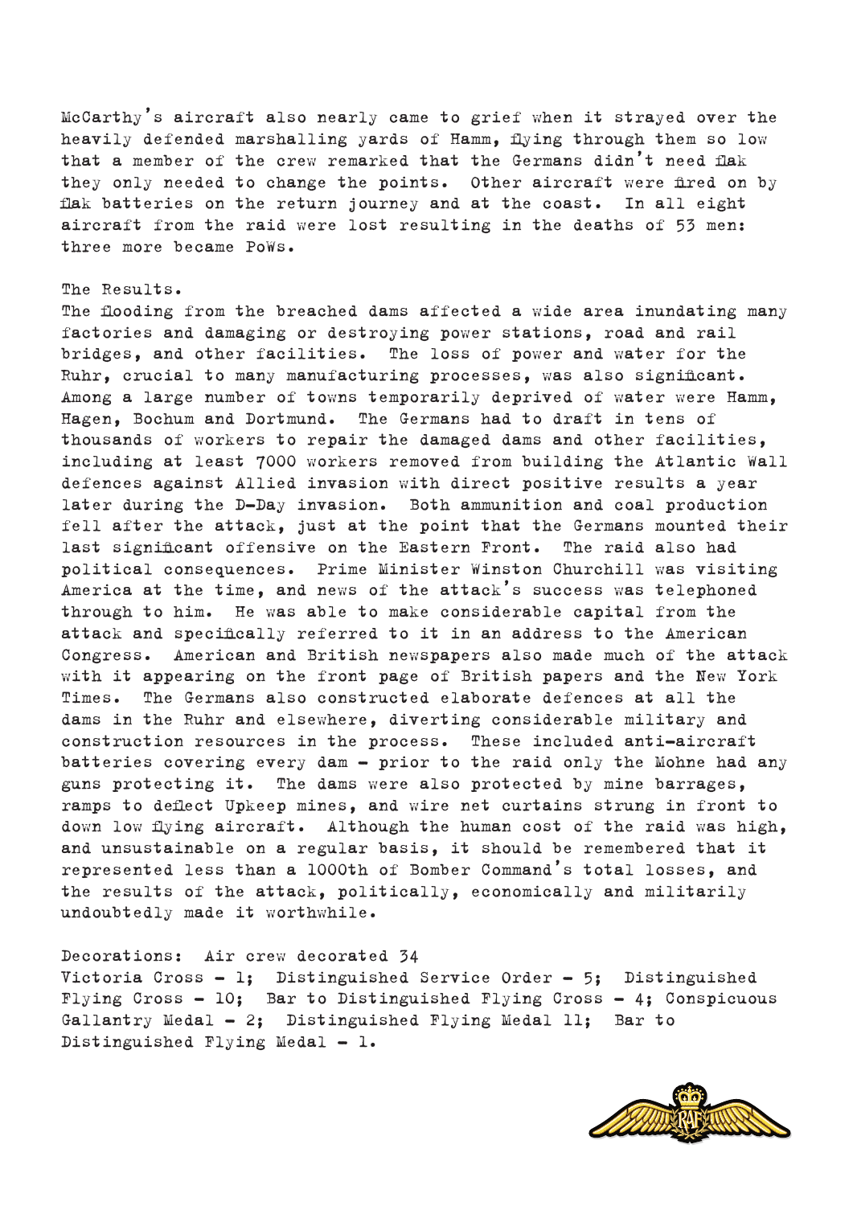McCarthy's aircraft also nearly came to grief when it strayed over the heavily defended marshalling yards of Hamm, flying through them so low that a member of the crew remarked that the Germans didn't need flak they only needed to change the points. Other aircraft were fired on by flak batteries on the return journey and at the coast. In all eight aircraft from the raid were lost resulting in the deaths of 53 men: three more became PoWs.

The Results.

The flooding from the breached dams affected a wide area inundating many factories and damaging or destroying power stations, road and rail bridges, and other facilities. The loss of power and water for the Ruhr, crucial to many manufacturing processes, was also significant. Among a large number of towns temporarily deprived of water were Hamm, Hagen, Bochum and Dortmund. The Germans had to draft in tens of thousands of workers to repair the damaged dams and other facilities, including at least 7000 workers removed from building the Atlantic Wall defences against Allied invasion with direct positive results a year later during the D-Day invasion. Both ammunition and coal production fell after the attack, just at the point that the Germans mounted their last significant offensive on the Eastern Front. The raid also had political consequences. Prime Minister Winston Churchill was visiting America at the time, and news of the attack's success was telephoned through to him. He was able to make considerable capital from the attack and specifically referred to it in an address to the American Congress. American and British newspapers also made much of the attack with it appearing on the front page of British papers and the New York Times. The Germans also constructed elaborate defences at all the dams in the Ruhr and elsewhere, diverting considerable military and construction resources in the process. These included anti-aircraft batteries covering every dam - prior to the raid only the Mohne had any guns protecting it. The dams were also protected by mine barrages, ramps to deflect Upkeep mines, and wire net curtains strung in front to down low flying aircraft. Although the human cost of the raid was high, and unsustainable on a regular basis, it should be remembered that it represented less than a 1000th of Bomber Command's total losses, and the results of the attack, politically, economically and militarily undoubtedly made it worthwhile.

Decorations: Air crew decorated 34

Victoria Cross - 1; Distinguished Service Order - 5; Distinguished Flying Cross - 10; Bar to Distinguished Flying Cross - 4; Conspicuous Gallantry Medal - 2; Distinguished Flying Medal 11; Bar to Distinguished Flying Medal - 1.